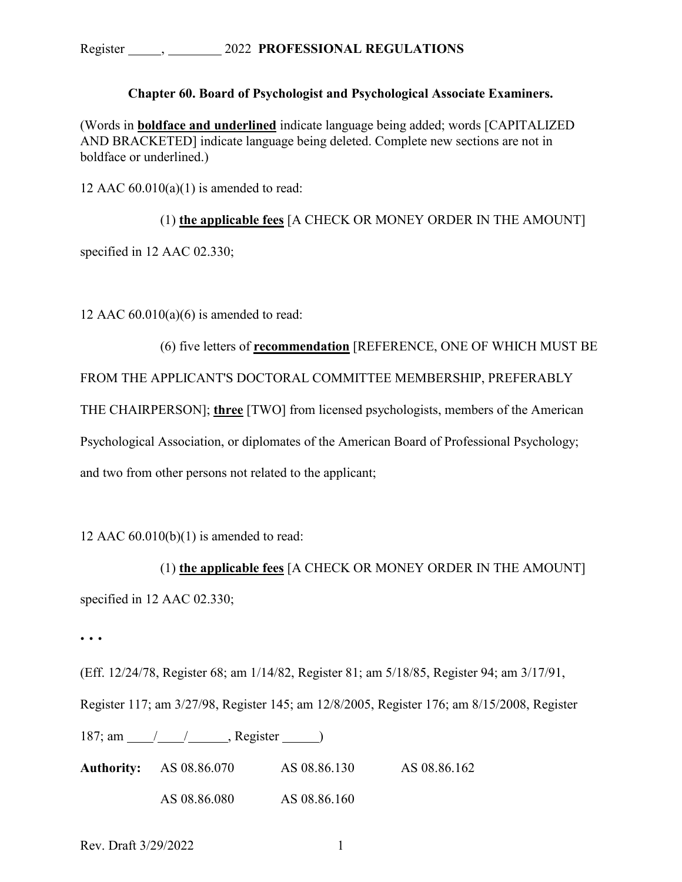Register _____, ________ 2022 **PROFESSIONAL REGULATIONS**

**Chapter 60. Board of Psychologist and Psychological Associate Examiners.**

(Words in **<u>boldface and underlined</u>** indicate language being added; words [CAPITALIZED AND BRACKETED] indicate language being deleted. Complete new sections are not in boldface or underlined.)

12 AAC 60.010(a)(1) is amended to read:

(1) **<u>the applicable fees</u>** [A CHECK OR MONEY ORDER IN THE AMOUNT] specified in 12 AAC 02.330;

12 AAC 60.010(a)(6) is amended to read:

(6) five letters of **<u>recommendation</u>** [REFERENCE, ONE OF WHICH MUST BE FROM THE APPLICANT'S DOCTORAL COMMITTEE MEMBERSHIP, PREFERABLY THE CHAIRPERSON]; **<u>three</u>** [TWO] from licensed psychologists, members of the American Psychological Association, or diplomates of the American Board of Professional Psychology; and two from other persons not related to the applicant;

12 AAC 60.010(b)(1) is amended to read:

(1) **<u>the applicable fees</u>** [A CHECK OR MONEY ORDER IN THE AMOUNT] specified in 12 AAC 02.330;

**. . .**

(Eff. 12/24/78, Register 68; am 1/14/82, Register 81; am 5/18/85, Register 94; am 3/17/91, Register 117; am 3/27/98, Register 145; am 12/8/2005, Register 176; am 8/15/2008, Register 187; am ____/____/______, Register ______)

| **Authority:** | AS 08.86.070 | AS 08.86.130 | AS 08.86.162 |
|---|---|---|---|
| | AS 08.86.080 | AS 08.86.160 | |

Rev. Draft 3/29/2022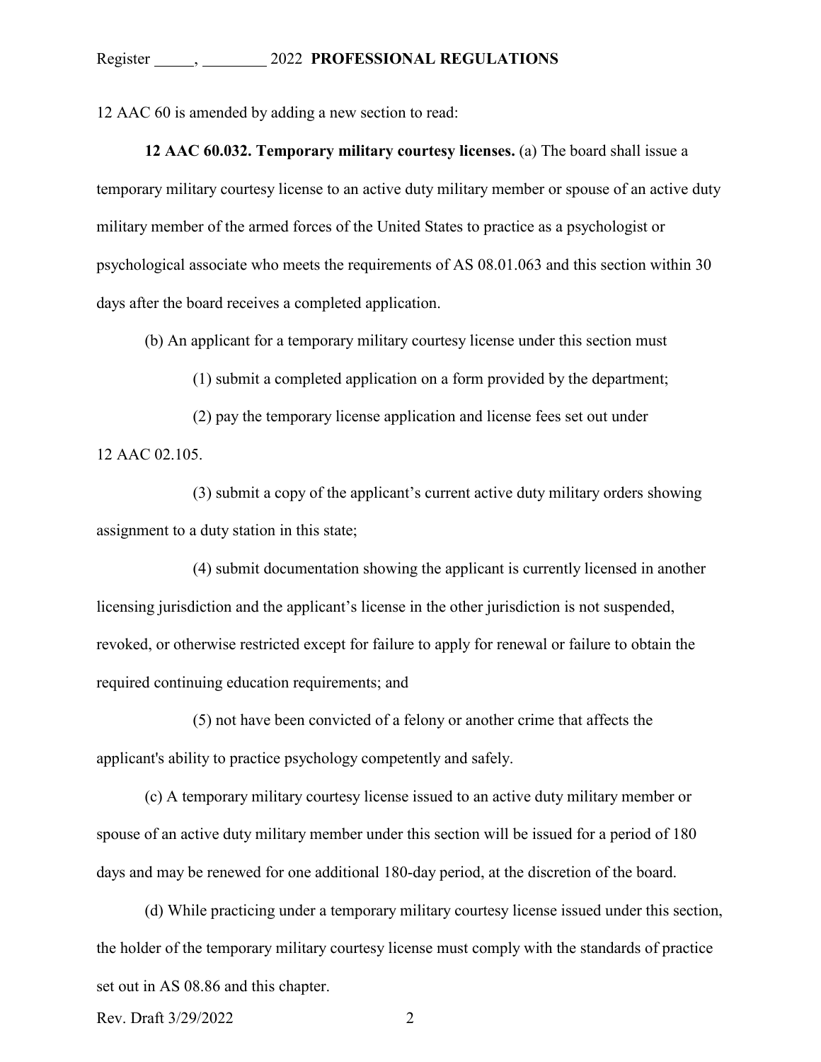12 AAC 60 is amended by adding a new section to read:

**12 AAC 60.032. Temporary military courtesy licenses.** (a) The board shall issue a temporary military courtesy license to an active duty military member or spouse of an active duty military member of the armed forces of the United States to practice as a psychologist or psychological associate who meets the requirements of AS 08.01.063 and this section within 30 days after the board receives a completed application.

(b) An applicant for a temporary military courtesy license under this section must

(1) submit a completed application on a form provided by the department;

(2) pay the temporary license application and license fees set out under 12 AAC 02.105.

(3) submit a copy of the applicant's current active duty military orders showing assignment to a duty station in this state;

(4) submit documentation showing the applicant is currently licensed in another licensing jurisdiction and the applicant's license in the other jurisdiction is not suspended, revoked, or otherwise restricted except for failure to apply for renewal or failure to obtain the required continuing education requirements; and

(5) not have been convicted of a felony or another crime that affects the applicant's ability to practice psychology competently and safely.

(c) A temporary military courtesy license issued to an active duty military member or spouse of an active duty military member under this section will be issued for a period of 180 days and may be renewed for one additional 180-day period, at the discretion of the board.

(d) While practicing under a temporary military courtesy license issued under this section, the holder of the temporary military courtesy license must comply with the standards of practice set out in AS 08.86 and this chapter.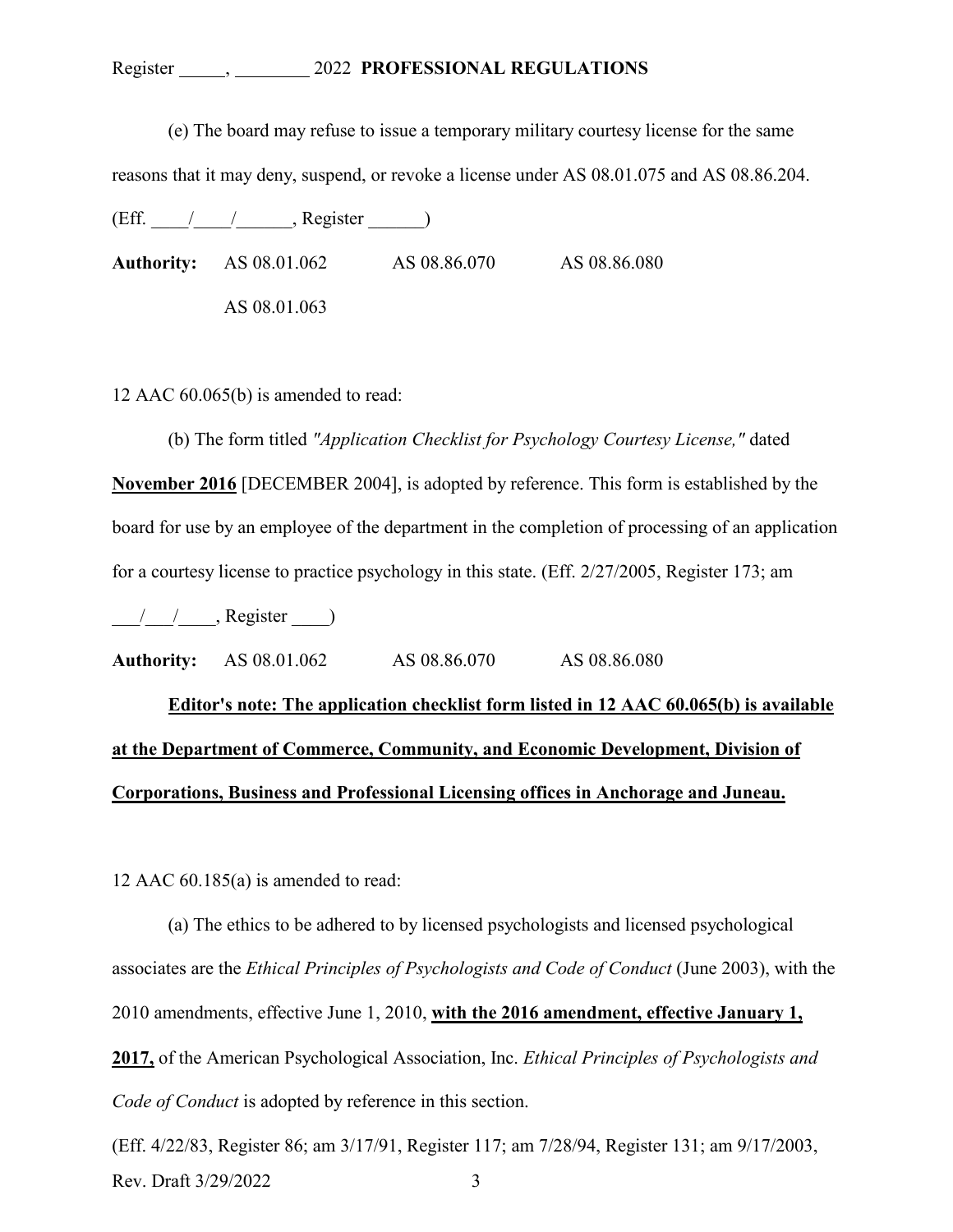(e) The board may refuse to issue a temporary military courtesy license for the same reasons that it may deny, suspend, or revoke a license under AS 08.01.075 and AS 08.86.204. (Eff. ____/____/______, Register ______)

**Authority:** AS 08.01.062 AS 08.86.070 AS 08.86.080
AS 08.01.063

12 AAC 60.065(b) is amended to read:

(b) The form titled *"Application Checklist for Psychology Courtesy License,"* dated **<u>November 2016</u>** [DECEMBER 2004], is adopted by reference. This form is established by the board for use by an employee of the department in the completion of processing of an application for a courtesy license to practice psychology in this state. (Eff. 2/27/2005, Register 173; am ___/___/____, Register ____)

**Authority:** AS 08.01.062 AS 08.86.070 AS 08.86.080

**<u>Editor's note: The application checklist form listed in 12 AAC 60.065(b) is available at the Department of Commerce, Community, and Economic Development, Division of Corporations, Business and Professional Licensing offices in Anchorage and Juneau.</u>**

12 AAC 60.185(a) is amended to read:

(a) The ethics to be adhered to by licensed psychologists and licensed psychological associates are the *Ethical Principles of Psychologists and Code of Conduct* (June 2003), with the 2010 amendments, effective June 1, 2010, **<u>with the 2016 amendment, effective January 1, 2017,</u>** of the American Psychological Association, Inc. *Ethical Principles of Psychologists and Code of Conduct* is adopted by reference in this section.

(Eff. 4/22/83, Register 86; am 3/17/91, Register 117; am 7/28/94, Register 131; am 9/17/2003,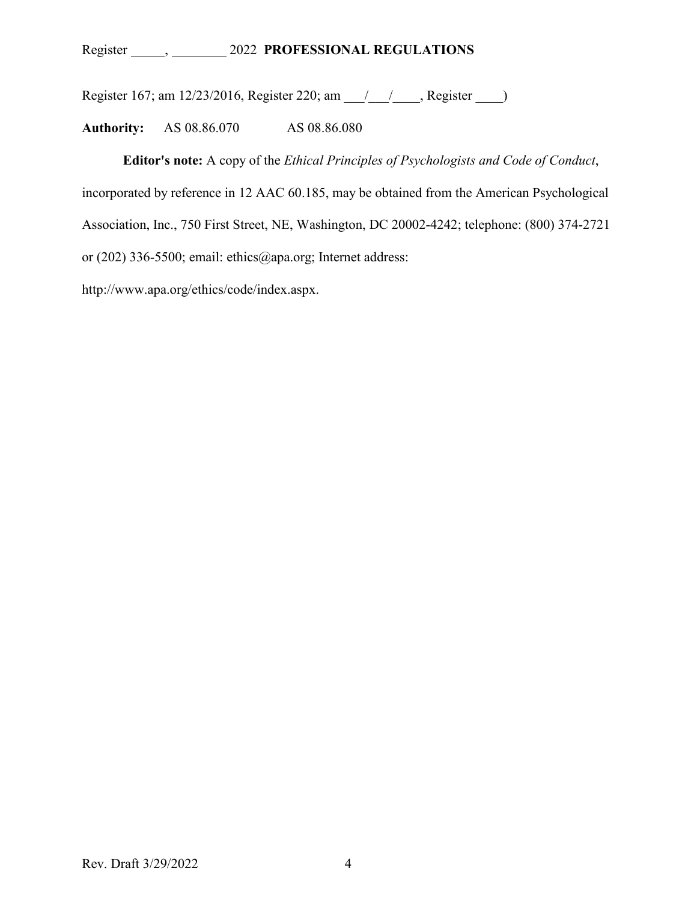Register 167; am 12/23/2016, Register 220; am \_\_\_/\_\_\_/\_\_\_\_, Register \_\_\_\_)

**Authority:** AS 08.86.070 AS 08.86.080

**Editor's note:** A copy of the *Ethical Principles of Psychologists and Code of Conduct*, incorporated by reference in 12 AAC 60.185, may be obtained from the American Psychological Association, Inc., 750 First Street, NE, Washington, DC 20002-4242; telephone: (800) 374-2721 or (202) 336-5500; email: ethics@apa.org; Internet address: http://www.apa.org/ethics/code/index.aspx.